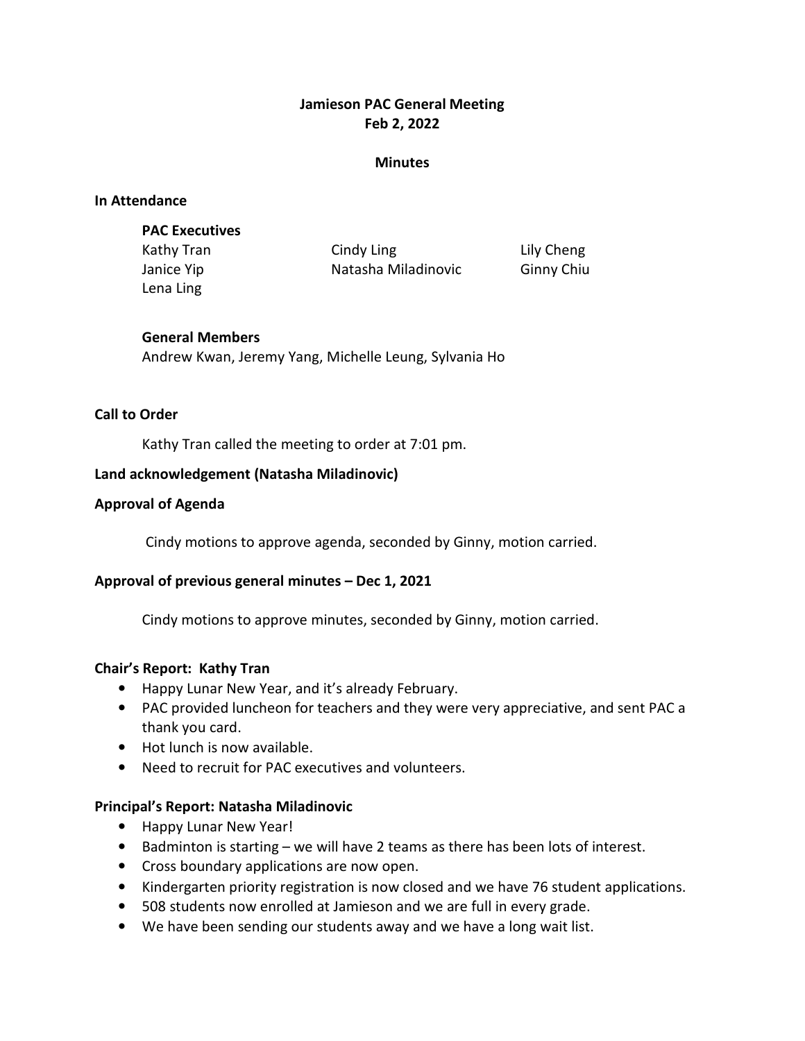# Jamieson PAC General Meeting
# Feb 2, 2022

## Minutes

### In Attendance

**PAC Executives**

Kathy Tran
Cindy Ling
Lily Cheng
Janice Yip
Natasha Miladinovic
Ginny Chiu
Lena Ling

**General Members**

Andrew Kwan, Jeremy Yang, Michelle Leung, Sylvania Ho

### Call to Order

Kathy Tran called the meeting to order at 7:01 pm.

### Land acknowledgement (Natasha Miladinovic)

### Approval of Agenda

Cindy motions to approve agenda, seconded by Ginny, motion carried.

### Approval of previous general minutes – Dec 1, 2021

Cindy motions to approve minutes, seconded by Ginny, motion carried.

### Chair's Report: Kathy Tran

- Happy Lunar New Year, and it's already February.
- PAC provided luncheon for teachers and they were very appreciative, and sent PAC a thank you card.
- Hot lunch is now available.
- Need to recruit for PAC executives and volunteers.

### Principal's Report: Natasha Miladinovic

- Happy Lunar New Year!
- Badminton is starting – we will have 2 teams as there has been lots of interest.
- Cross boundary applications are now open.
- Kindergarten priority registration is now closed and we have 76 student applications.
- 508 students now enrolled at Jamieson and we are full in every grade.
- We have been sending our students away and we have a long wait list.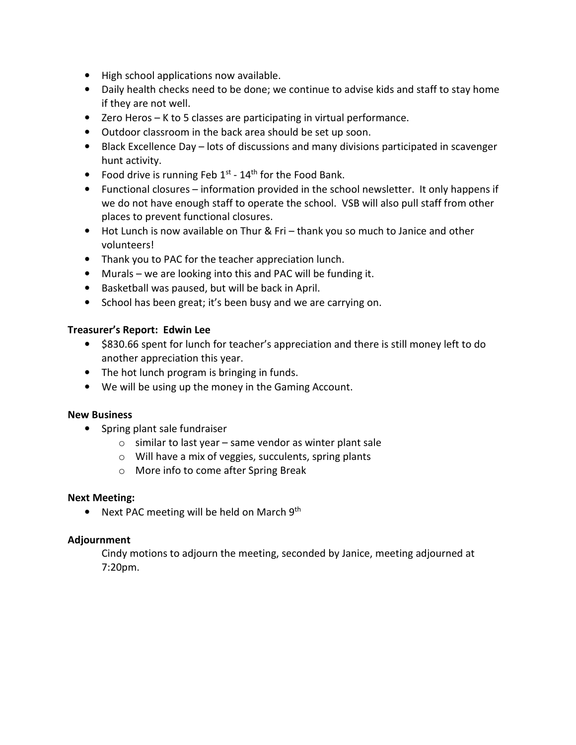- High school applications now available.
- Daily health checks need to be done; we continue to advise kids and staff to stay home if they are not well.
- Zero Heros – K to 5 classes are participating in virtual performance.
- Outdoor classroom in the back area should be set up soon.
- Black Excellence Day – lots of discussions and many divisions participated in scavenger hunt activity.
- Food drive is running Feb 1st - 14th for the Food Bank.
- Functional closures – information provided in the school newsletter. It only happens if we do not have enough staff to operate the school. VSB will also pull staff from other places to prevent functional closures.
- Hot Lunch is now available on Thur & Fri – thank you so much to Janice and other volunteers!
- Thank you to PAC for the teacher appreciation lunch.
- Murals – we are looking into this and PAC will be funding it.
- Basketball was paused, but will be back in April.
- School has been great; it's been busy and we are carrying on.

**Treasurer's Report: Edwin Lee**

- $830.66 spent for lunch for teacher's appreciation and there is still money left to do another appreciation this year.
- The hot lunch program is bringing in funds.
- We will be using up the money in the Gaming Account.

**New Business**

- Spring plant sale fundraiser
  - similar to last year – same vendor as winter plant sale
  - Will have a mix of veggies, succulents, spring plants
  - More info to come after Spring Break

**Next Meeting:**

- Next PAC meeting will be held on March 9th

**Adjournment**

Cindy motions to adjourn the meeting, seconded by Janice, meeting adjourned at 7:20pm.